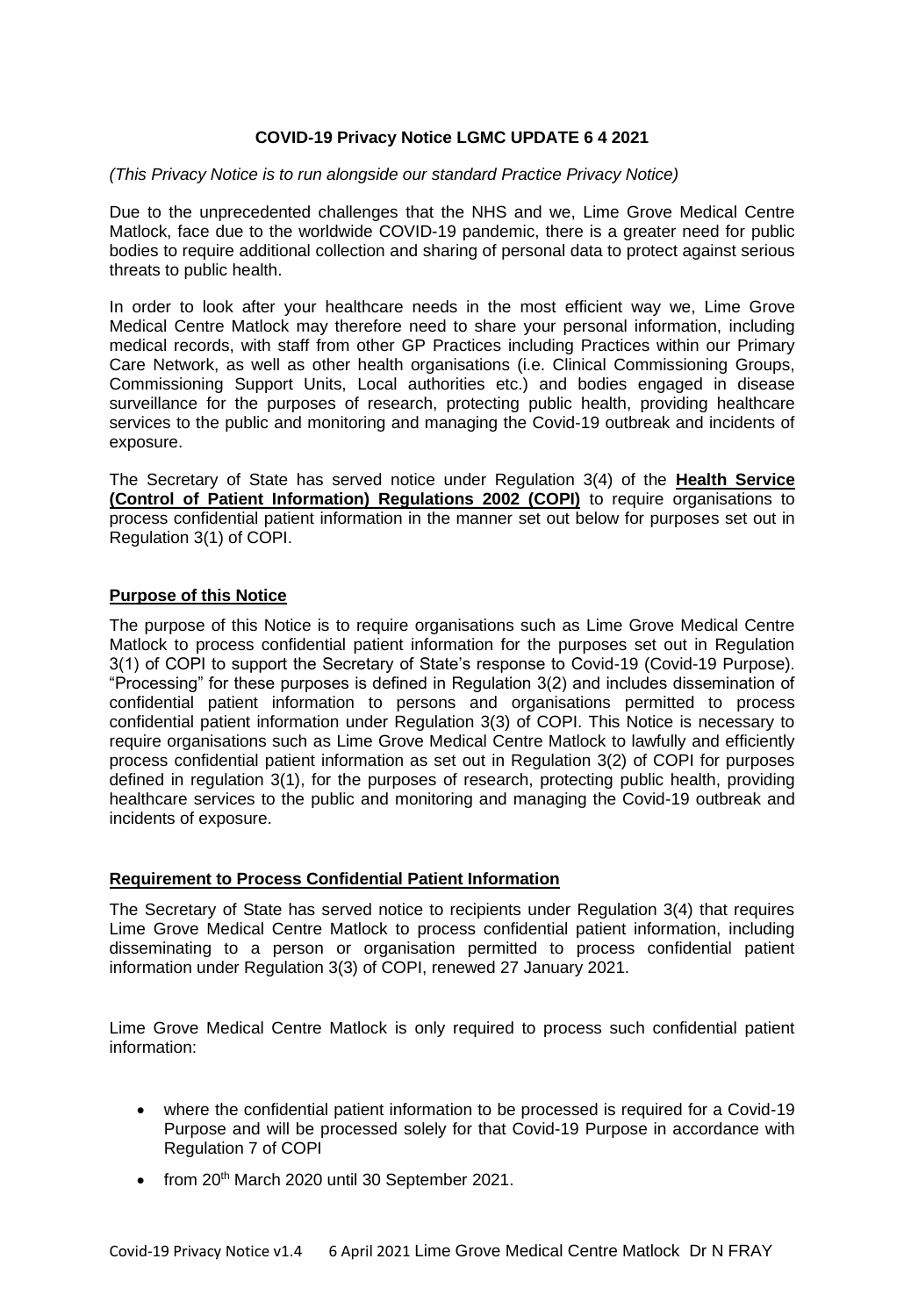**COVID-19 Privacy Notice LGMC UPDATE 6 4 2021**

*(This Privacy Notice is to run alongside our standard Practice Privacy Notice)*

Due to the unprecedented challenges that the NHS and we, Lime Grove Medical Centre Matlock, face due to the worldwide COVID-19 pandemic, there is a greater need for public bodies to require additional collection and sharing of personal data to protect against serious threats to public health.

In order to look after your healthcare needs in the most efficient way we, Lime Grove Medical Centre Matlock may therefore need to share your personal information, including medical records, with staff from other GP Practices including Practices within our Primary Care Network, as well as other health organisations (i.e. Clinical Commissioning Groups, Commissioning Support Units, Local authorities etc.) and bodies engaged in disease surveillance for the purposes of research, protecting public health, providing healthcare services to the public and monitoring and managing the Covid-19 outbreak and incidents of exposure.

The Secretary of State has served notice under Regulation 3(4) of the **Health Service (Control of Patient Information) Regulations 2002 (COPI)** to require organisations to process confidential patient information in the manner set out below for purposes set out in Regulation 3(1) of COPI.

## Purpose of this Notice

The purpose of this Notice is to require organisations such as Lime Grove Medical Centre Matlock to process confidential patient information for the purposes set out in Regulation 3(1) of COPI to support the Secretary of State's response to Covid-19 (Covid-19 Purpose). "Processing" for these purposes is defined in Regulation 3(2) and includes dissemination of confidential patient information to persons and organisations permitted to process confidential patient information under Regulation 3(3) of COPI. This Notice is necessary to require organisations such as Lime Grove Medical Centre Matlock to lawfully and efficiently process confidential patient information as set out in Regulation 3(2) of COPI for purposes defined in regulation 3(1), for the purposes of research, protecting public health, providing healthcare services to the public and monitoring and managing the Covid-19 outbreak and incidents of exposure.

## Requirement to Process Confidential Patient Information

The Secretary of State has served notice to recipients under Regulation 3(4) that requires Lime Grove Medical Centre Matlock to process confidential patient information, including disseminating to a person or organisation permitted to process confidential patient information under Regulation 3(3) of COPI, renewed 27 January 2021.

Lime Grove Medical Centre Matlock is only required to process such confidential patient information:

- where the confidential patient information to be processed is required for a Covid-19 Purpose and will be processed solely for that Covid-19 Purpose in accordance with Regulation 7 of COPI
- from 20th March 2020 until 30 September 2021.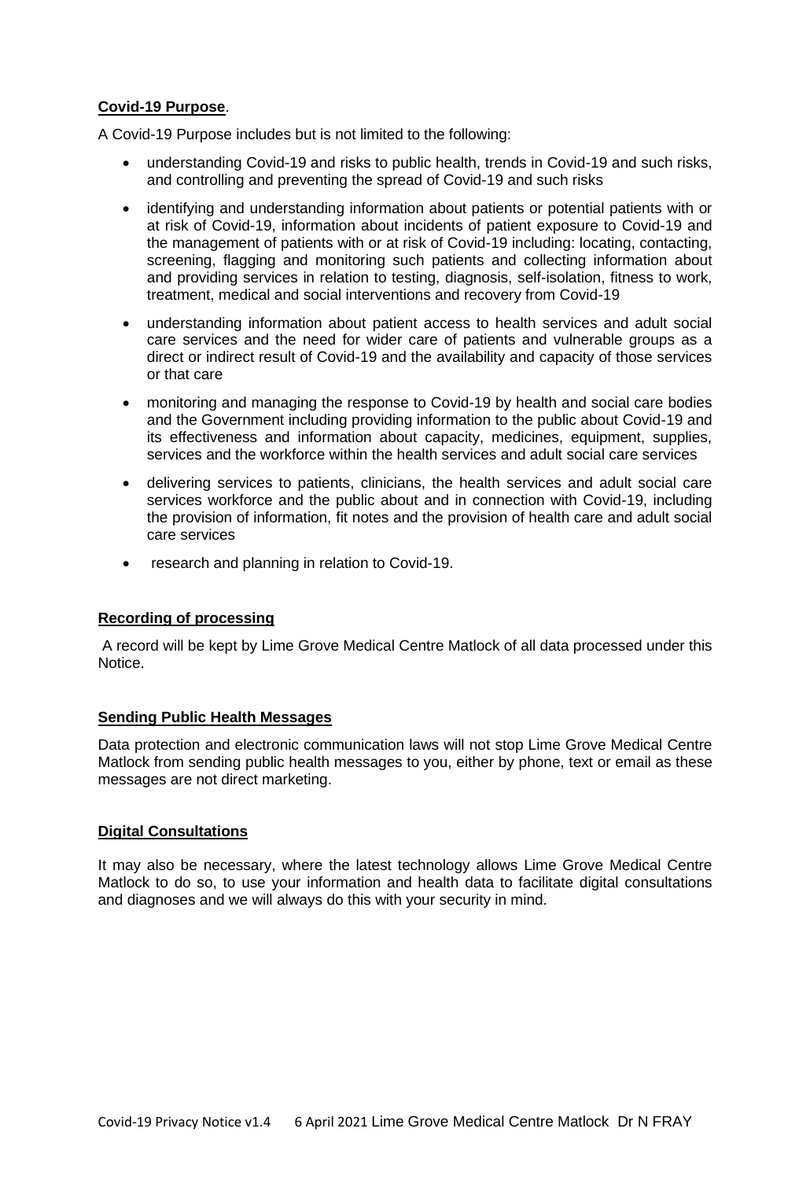**Covid-19 Purpose**.

A Covid-19 Purpose includes but is not limited to the following:

- understanding Covid-19 and risks to public health, trends in Covid-19 and such risks, and controlling and preventing the spread of Covid-19 and such risks
- identifying and understanding information about patients or potential patients with or at risk of Covid-19, information about incidents of patient exposure to Covid-19 and the management of patients with or at risk of Covid-19 including: locating, contacting, screening, flagging and monitoring such patients and collecting information about and providing services in relation to testing, diagnosis, self-isolation, fitness to work, treatment, medical and social interventions and recovery from Covid-19
- understanding information about patient access to health services and adult social care services and the need for wider care of patients and vulnerable groups as a direct or indirect result of Covid-19 and the availability and capacity of those services or that care
- monitoring and managing the response to Covid-19 by health and social care bodies and the Government including providing information to the public about Covid-19 and its effectiveness and information about capacity, medicines, equipment, supplies, services and the workforce within the health services and adult social care services
- delivering services to patients, clinicians, the health services and adult social care services workforce and the public about and in connection with Covid-19, including the provision of information, fit notes and the provision of health care and adult social care services
- research and planning in relation to Covid-19.

**Recording of processing**

A record will be kept by Lime Grove Medical Centre Matlock of all data processed under this Notice.

**Sending Public Health Messages**

Data protection and electronic communication laws will not stop Lime Grove Medical Centre Matlock from sending public health messages to you, either by phone, text or email as these messages are not direct marketing.

**Digital Consultations**

It may also be necessary, where the latest technology allows Lime Grove Medical Centre Matlock to do so, to use your information and health data to facilitate digital consultations and diagnoses and we will always do this with your security in mind.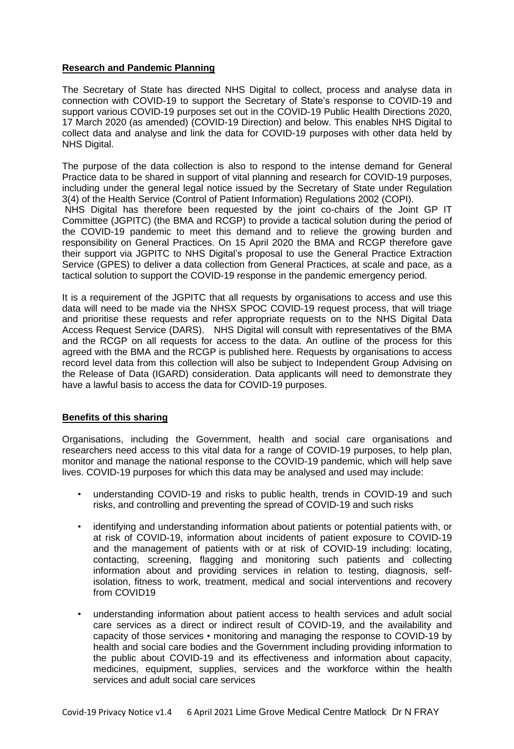**Research and Pandemic Planning**

The Secretary of State has directed NHS Digital to collect, process and analyse data in connection with COVID-19 to support the Secretary of State's response to COVID-19 and support various COVID-19 purposes set out in the COVID-19 Public Health Directions 2020, 17 March 2020 (as amended) (COVID-19 Direction) and below. This enables NHS Digital to collect data and analyse and link the data for COVID-19 purposes with other data held by NHS Digital.

The purpose of the data collection is also to respond to the intense demand for General Practice data to be shared in support of vital planning and research for COVID-19 purposes, including under the general legal notice issued by the Secretary of State under Regulation 3(4) of the Health Service (Control of Patient Information) Regulations 2002 (COPI).
NHS Digital has therefore been requested by the joint co-chairs of the Joint GP IT Committee (JGPITC) (the BMA and RCGP) to provide a tactical solution during the period of the COVID-19 pandemic to meet this demand and to relieve the growing burden and responsibility on General Practices. On 15 April 2020 the BMA and RCGP therefore gave their support via JGPITC to NHS Digital's proposal to use the General Practice Extraction Service (GPES) to deliver a data collection from General Practices, at scale and pace, as a tactical solution to support the COVID-19 response in the pandemic emergency period.

It is a requirement of the JGPITC that all requests by organisations to access and use this data will need to be made via the NHSX SPOC COVID-19 request process, that will triage and prioritise these requests and refer appropriate requests on to the NHS Digital Data Access Request Service (DARS). NHS Digital will consult with representatives of the BMA and the RCGP on all requests for access to the data. An outline of the process for this agreed with the BMA and the RCGP is published here. Requests by organisations to access record level data from this collection will also be subject to Independent Group Advising on the Release of Data (IGARD) consideration. Data applicants will need to demonstrate they have a lawful basis to access the data for COVID-19 purposes.

**Benefits of this sharing**

Organisations, including the Government, health and social care organisations and researchers need access to this vital data for a range of COVID-19 purposes, to help plan, monitor and manage the national response to the COVID-19 pandemic, which will help save lives. COVID-19 purposes for which this data may be analysed and used may include:

- understanding COVID-19 and risks to public health, trends in COVID-19 and such risks, and controlling and preventing the spread of COVID-19 and such risks
- identifying and understanding information about patients or potential patients with, or at risk of COVID-19, information about incidents of patient exposure to COVID-19 and the management of patients with or at risk of COVID-19 including: locating, contacting, screening, flagging and monitoring such patients and collecting information about and providing services in relation to testing, diagnosis, self-isolation, fitness to work, treatment, medical and social interventions and recovery from COVID19
- understanding information about patient access to health services and adult social care services as a direct or indirect result of COVID-19, and the availability and capacity of those services • monitoring and managing the response to COVID-19 by health and social care bodies and the Government including providing information to the public about COVID-19 and its effectiveness and information about capacity, medicines, equipment, supplies, services and the workforce within the health services and adult social care services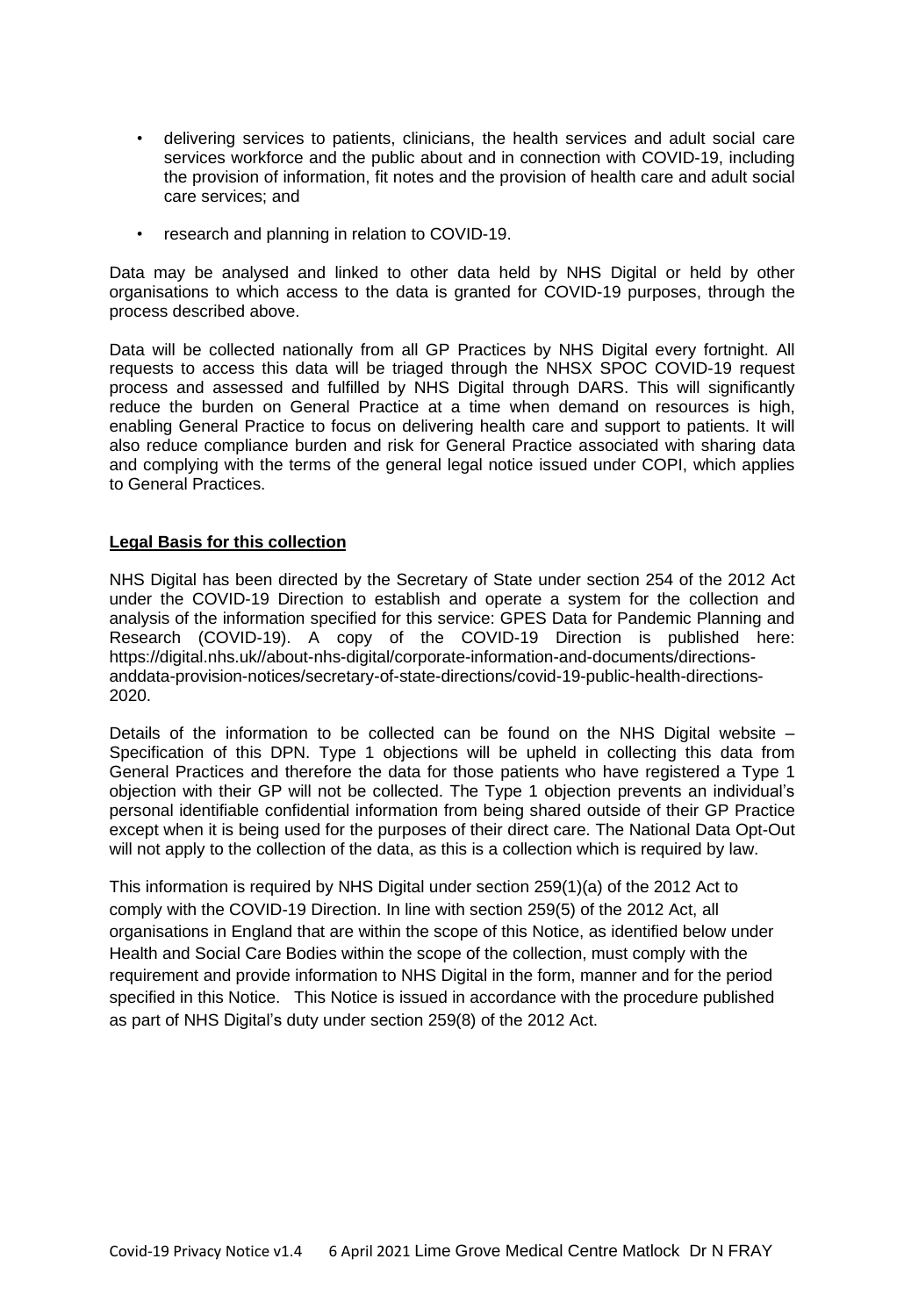- delivering services to patients, clinicians, the health services and adult social care services workforce and the public about and in connection with COVID-19, including the provision of information, fit notes and the provision of health care and adult social care services; and
- research and planning in relation to COVID-19.

Data may be analysed and linked to other data held by NHS Digital or held by other organisations to which access to the data is granted for COVID-19 purposes, through the process described above.

Data will be collected nationally from all GP Practices by NHS Digital every fortnight. All requests to access this data will be triaged through the NHSX SPOC COVID-19 request process and assessed and fulfilled by NHS Digital through DARS. This will significantly reduce the burden on General Practice at a time when demand on resources is high, enabling General Practice to focus on delivering health care and support to patients. It will also reduce compliance burden and risk for General Practice associated with sharing data and complying with the terms of the general legal notice issued under COPI, which applies to General Practices.

**Legal Basis for this collection**

NHS Digital has been directed by the Secretary of State under section 254 of the 2012 Act under the COVID-19 Direction to establish and operate a system for the collection and analysis of the information specified for this service: GPES Data for Pandemic Planning and Research (COVID-19). A copy of the COVID-19 Direction is published here: https://digital.nhs.uk//about-nhs-digital/corporate-information-and-documents/directions-anddata-provision-notices/secretary-of-state-directions/covid-19-public-health-directions-2020.

Details of the information to be collected can be found on the NHS Digital website – Specification of this DPN. Type 1 objections will be upheld in collecting this data from General Practices and therefore the data for those patients who have registered a Type 1 objection with their GP will not be collected. The Type 1 objection prevents an individual's personal identifiable confidential information from being shared outside of their GP Practice except when it is being used for the purposes of their direct care. The National Data Opt-Out will not apply to the collection of the data, as this is a collection which is required by law.

This information is required by NHS Digital under section 259(1)(a) of the 2012 Act to comply with the COVID-19 Direction. In line with section 259(5) of the 2012 Act, all organisations in England that are within the scope of this Notice, as identified below under Health and Social Care Bodies within the scope of the collection, must comply with the requirement and provide information to NHS Digital in the form, manner and for the period specified in this Notice. This Notice is issued in accordance with the procedure published as part of NHS Digital's duty under section 259(8) of the 2012 Act.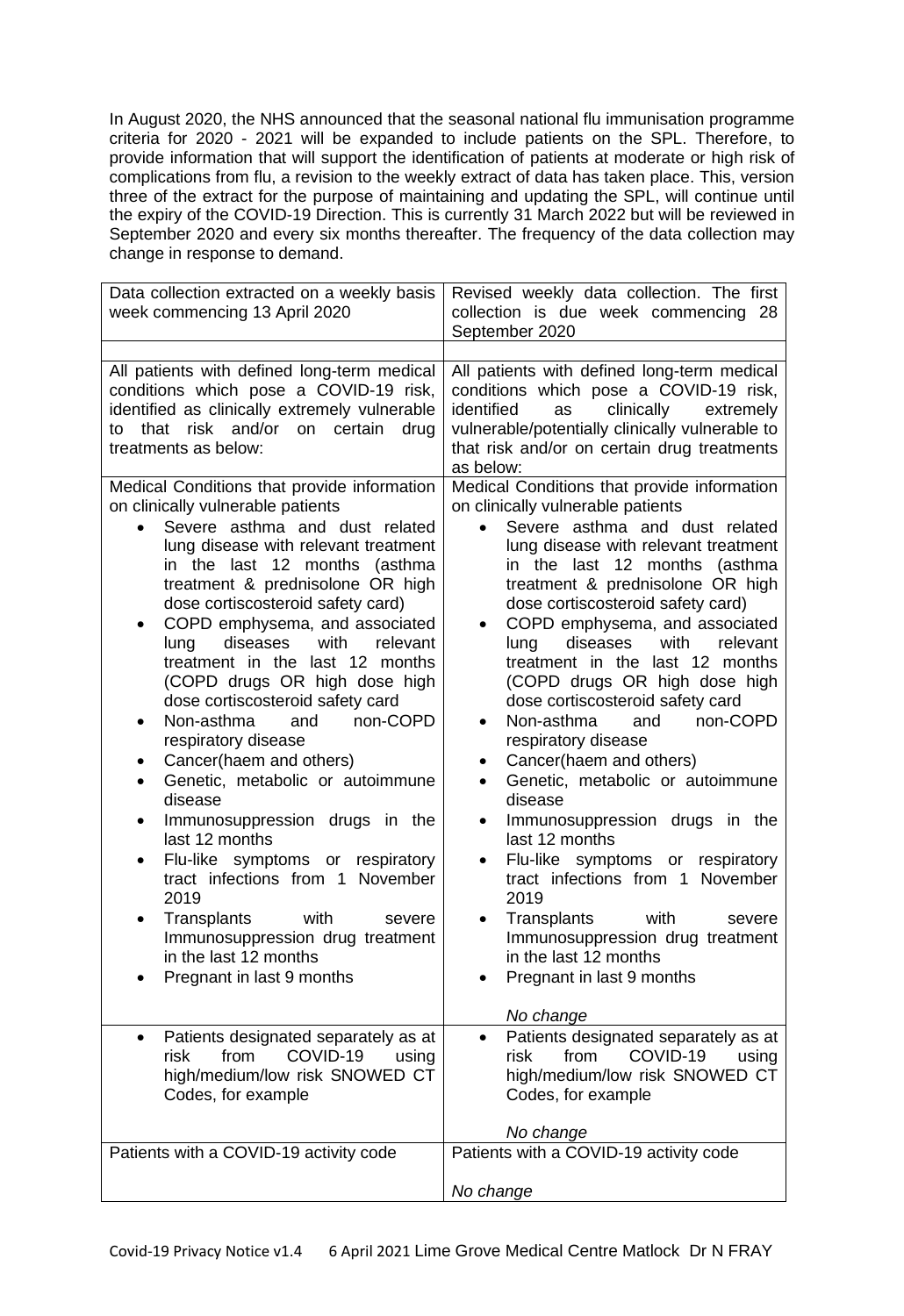In August 2020, the NHS announced that the seasonal national flu immunisation programme criteria for 2020 - 2021 will be expanded to include patients on the SPL. Therefore, to provide information that will support the identification of patients at moderate or high risk of complications from flu, a revision to the weekly extract of data has taken place. This, version three of the extract for the purpose of maintaining and updating the SPL, will continue until the expiry of the COVID-19 Direction. This is currently 31 March 2022 but will be reviewed in September 2020 and every six months thereafter. The frequency of the data collection may change in response to demand.

| Data collection extracted on a weekly basis week commencing 13 April 2020 | Revised weekly data collection. The first collection is due week commencing 28 September 2020 |
|---|---|
| | |
| All patients with defined long-term medical conditions which pose a COVID-19 risk, identified as clinically extremely vulnerable to that risk and/or on certain drug treatments as below: | All patients with defined long-term medical conditions which pose a COVID-19 risk, identified as clinically extremely vulnerable/potentially clinically vulnerable to that risk and/or on certain drug treatments as below: |
| Medical Conditions that provide information on clinically vulnerable patients<br>• Severe asthma and dust related lung disease with relevant treatment in the last 12 months (asthma treatment & prednisolone OR high dose cortiscosteroid safety card)<br>• COPD emphysema, and associated lung diseases with relevant treatment in the last 12 months (COPD drugs OR high dose high dose cortiscosteroid safety card<br>• Non-asthma and non-COPD respiratory disease<br>• Cancer(haem and others)<br>• Genetic, metabolic or autoimmune disease<br>• Immunosuppression drugs in the last 12 months<br>• Flu-like symptoms or respiratory tract infections from 1 November 2019<br>• Transplants with severe Immunosuppression drug treatment in the last 12 months<br>• Pregnant in last 9 months | Medical Conditions that provide information on clinically vulnerable patients<br>• Severe asthma and dust related lung disease with relevant treatment in the last 12 months (asthma treatment & prednisolone OR high dose cortiscosteroid safety card)<br>• COPD emphysema, and associated lung diseases with relevant treatment in the last 12 months (COPD drugs OR high dose high dose cortiscosteroid safety card<br>• Non-asthma and non-COPD respiratory disease<br>• Cancer(haem and others)<br>• Genetic, metabolic or autoimmune disease<br>• Immunosuppression drugs in the last 12 months<br>• Flu-like symptoms or respiratory tract infections from 1 November 2019<br>• Transplants with severe Immunosuppression drug treatment in the last 12 months<br>• Pregnant in last 9 months<br><br>*No change* |
| • Patients designated separately as at risk from COVID-19 using high/medium/low risk SNOWED CT Codes, for example | • Patients designated separately as at risk from COVID-19 using high/medium/low risk SNOWED CT Codes, for example<br><br>*No change* |
| Patients with a COVID-19 activity code | Patients with a COVID-19 activity code<br><br>*No change* |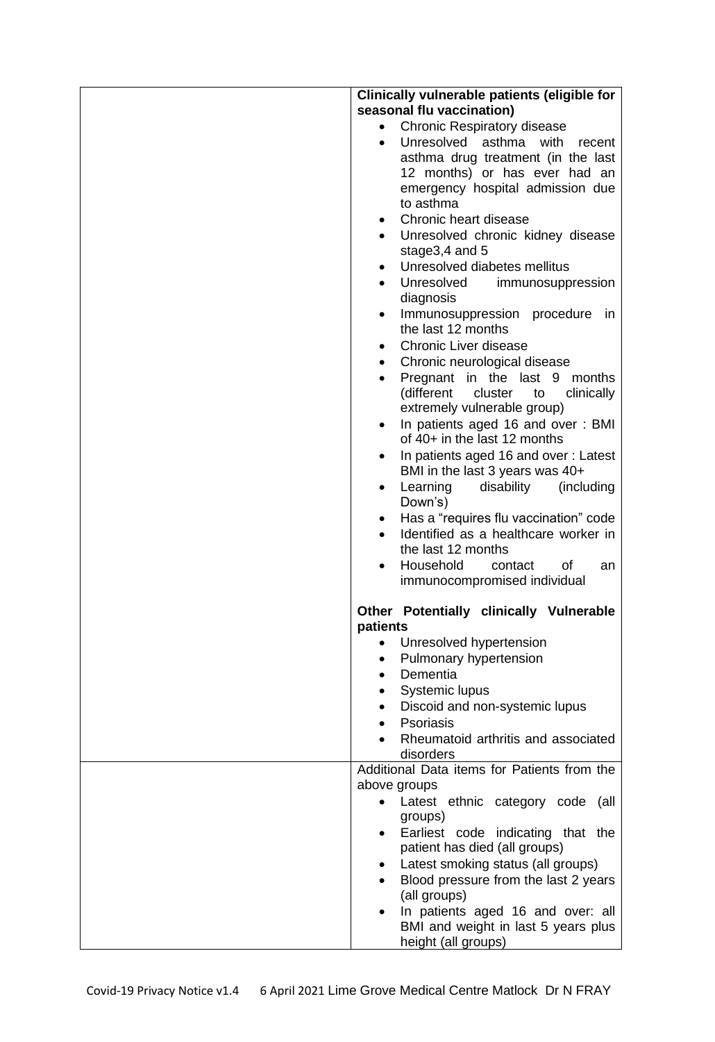| | **Clinically vulnerable patients (eligible for seasonal flu vaccination)**<br>• Chronic Respiratory disease<br>• Unresolved asthma with recent asthma drug treatment (in the last 12 months) or has ever had an emergency hospital admission due to asthma<br>• Chronic heart disease<br>• Unresolved chronic kidney disease stage3,4 and 5<br>• Unresolved diabetes mellitus<br>• Unresolved immunosuppression diagnosis<br>• Immunosuppression procedure in the last 12 months<br>• Chronic Liver disease<br>• Chronic neurological disease<br>• Pregnant in the last 9 months (different cluster to clinically extremely vulnerable group)<br>• In patients aged 16 and over : BMI of 40+ in the last 12 months<br>• In patients aged 16 and over : Latest BMI in the last 3 years was 40+<br>• Learning disability (including Down's)<br>• Has a "requires flu vaccination" code<br>• Identified as a healthcare worker in the last 12 months<br>• Household contact of an immunocompromised individual<br><br>**Other Potentially clinically Vulnerable patients**<br>• Unresolved hypertension<br>• Pulmonary hypertension<br>• Dementia<br>• Systemic lupus<br>• Discoid and non-systemic lupus<br>• Psoriasis<br>• Rheumatoid arthritis and associated disorders |
|---|---|
| | Additional Data items for Patients from the above groups<br>• Latest ethnic category code (all groups)<br>• Earliest code indicating that the patient has died (all groups)<br>• Latest smoking status (all groups)<br>• Blood pressure from the last 2 years (all groups)<br>• In patients aged 16 and over: all BMI and weight in last 5 years plus height (all groups) |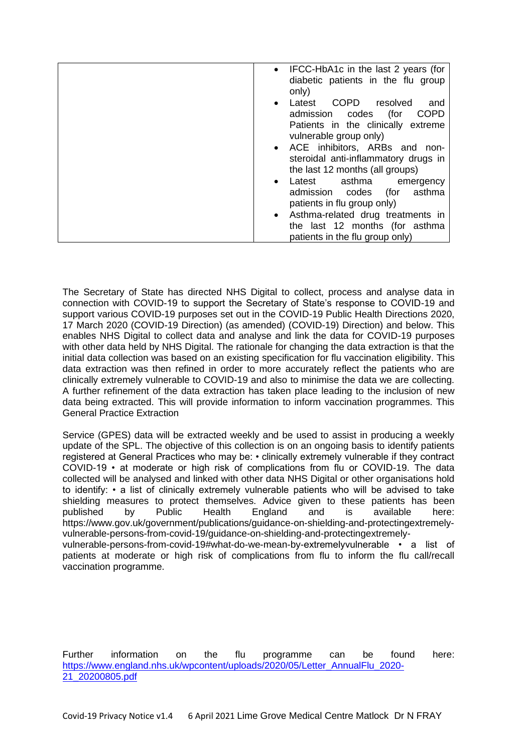| | |
|---|---|
| | • IFCC-HbA1c in the last 2 years (for diabetic patients in the flu group only)<br>• Latest COPD resolved and admission codes (for COPD Patients in the clinically extreme vulnerable group only)<br>• ACE inhibitors, ARBs and non-steroidal anti-inflammatory drugs in the last 12 months (all groups)<br>• Latest asthma emergency admission codes (for asthma patients in flu group only)<br>• Asthma-related drug treatments in the last 12 months (for asthma patients in the flu group only) |

The Secretary of State has directed NHS Digital to collect, process and analyse data in connection with COVID-19 to support the Secretary of State's response to COVID-19 and support various COVID-19 purposes set out in the COVID-19 Public Health Directions 2020, 17 March 2020 (COVID-19 Direction) (as amended) (COVID-19) Direction) and below. This enables NHS Digital to collect data and analyse and link the data for COVID-19 purposes with other data held by NHS Digital. The rationale for changing the data extraction is that the initial data collection was based on an existing specification for flu vaccination eligibility. This data extraction was then refined in order to more accurately reflect the patients who are clinically extremely vulnerable to COVID-19 and also to minimise the data we are collecting. A further refinement of the data extraction has taken place leading to the inclusion of new data being extracted. This will provide information to inform vaccination programmes. This General Practice Extraction

Service (GPES) data will be extracted weekly and be used to assist in producing a weekly update of the SPL. The objective of this collection is on an ongoing basis to identify patients registered at General Practices who may be: • clinically extremely vulnerable if they contract COVID-19 • at moderate or high risk of complications from flu or COVID-19. The data collected will be analysed and linked with other data NHS Digital or other organisations hold to identify: • a list of clinically extremely vulnerable patients who will be advised to take shielding measures to protect themselves. Advice given to these patients has been published by Public Health England and is available here: https://www.gov.uk/government/publications/guidance-on-shielding-and-protectingextremely-vulnerable-persons-from-covid-19/guidance-on-shielding-and-protectingextremely-vulnerable-persons-from-covid-19#what-do-we-mean-by-extremelyvulnerable • a list of patients at moderate or high risk of complications from flu to inform the flu call/recall vaccination programme.

Further information on the flu programme can be found here: [https://www.england.nhs.uk/wpcontent/uploads/2020/05/Letter_AnnualFlu_2020-21_20200805.pdf](https://www.england.nhs.uk/wpcontent/uploads/2020/05/Letter_AnnualFlu_2020-21_20200805.pdf)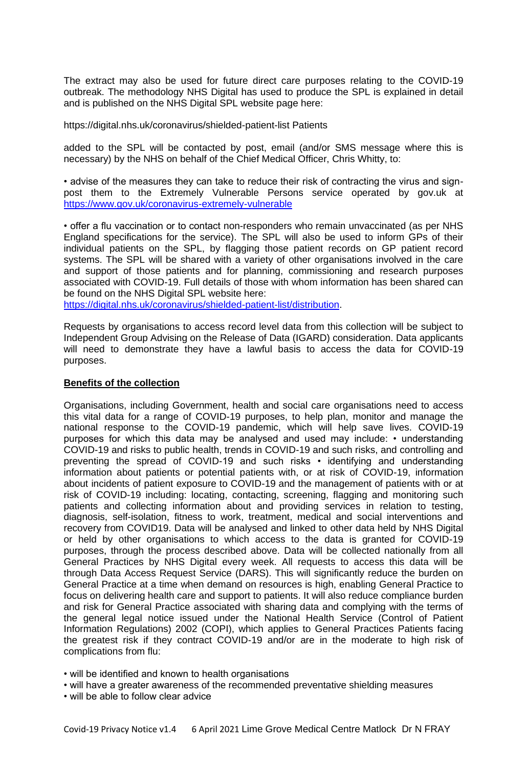The extract may also be used for future direct care purposes relating to the COVID-19 outbreak. The methodology NHS Digital has used to produce the SPL is explained in detail and is published on the NHS Digital SPL website page here:

https://digital.nhs.uk/coronavirus/shielded-patient-list Patients

added to the SPL will be contacted by post, email (and/or SMS message where this is necessary) by the NHS on behalf of the Chief Medical Officer, Chris Whitty, to:

• advise of the measures they can take to reduce their risk of contracting the virus and sign-post them to the Extremely Vulnerable Persons service operated by gov.uk at https://www.gov.uk/coronavirus-extremely-vulnerable

• offer a flu vaccination or to contact non-responders who remain unvaccinated (as per NHS England specifications for the service). The SPL will also be used to inform GPs of their individual patients on the SPL, by flagging those patient records on GP patient record systems. The SPL will be shared with a variety of other organisations involved in the care and support of those patients and for planning, commissioning and research purposes associated with COVID-19. Full details of those with whom information has been shared can be found on the NHS Digital SPL website here: https://digital.nhs.uk/coronavirus/shielded-patient-list/distribution.

Requests by organisations to access record level data from this collection will be subject to Independent Group Advising on the Release of Data (IGARD) consideration. Data applicants will need to demonstrate they have a lawful basis to access the data for COVID-19 purposes.

**Benefits of the collection**

Organisations, including Government, health and social care organisations need to access this vital data for a range of COVID-19 purposes, to help plan, monitor and manage the national response to the COVID-19 pandemic, which will help save lives. COVID-19 purposes for which this data may be analysed and used may include: • understanding COVID-19 and risks to public health, trends in COVID-19 and such risks, and controlling and preventing the spread of COVID-19 and such risks • identifying and understanding information about patients or potential patients with, or at risk of COVID-19, information about incidents of patient exposure to COVID-19 and the management of patients with or at risk of COVID-19 including: locating, contacting, screening, flagging and monitoring such patients and collecting information about and providing services in relation to testing, diagnosis, self-isolation, fitness to work, treatment, medical and social interventions and recovery from COVID19. Data will be analysed and linked to other data held by NHS Digital or held by other organisations to which access to the data is granted for COVID-19 purposes, through the process described above. Data will be collected nationally from all General Practices by NHS Digital every week. All requests to access this data will be through Data Access Request Service (DARS). This will significantly reduce the burden on General Practice at a time when demand on resources is high, enabling General Practice to focus on delivering health care and support to patients. It will also reduce compliance burden and risk for General Practice associated with sharing data and complying with the terms of the general legal notice issued under the National Health Service (Control of Patient Information Regulations) 2002 (COPI), which applies to General Practices Patients facing the greatest risk if they contract COVID-19 and/or are in the moderate to high risk of complications from flu:

- will be identified and known to health organisations
- will have a greater awareness of the recommended preventative shielding measures
- will be able to follow clear advice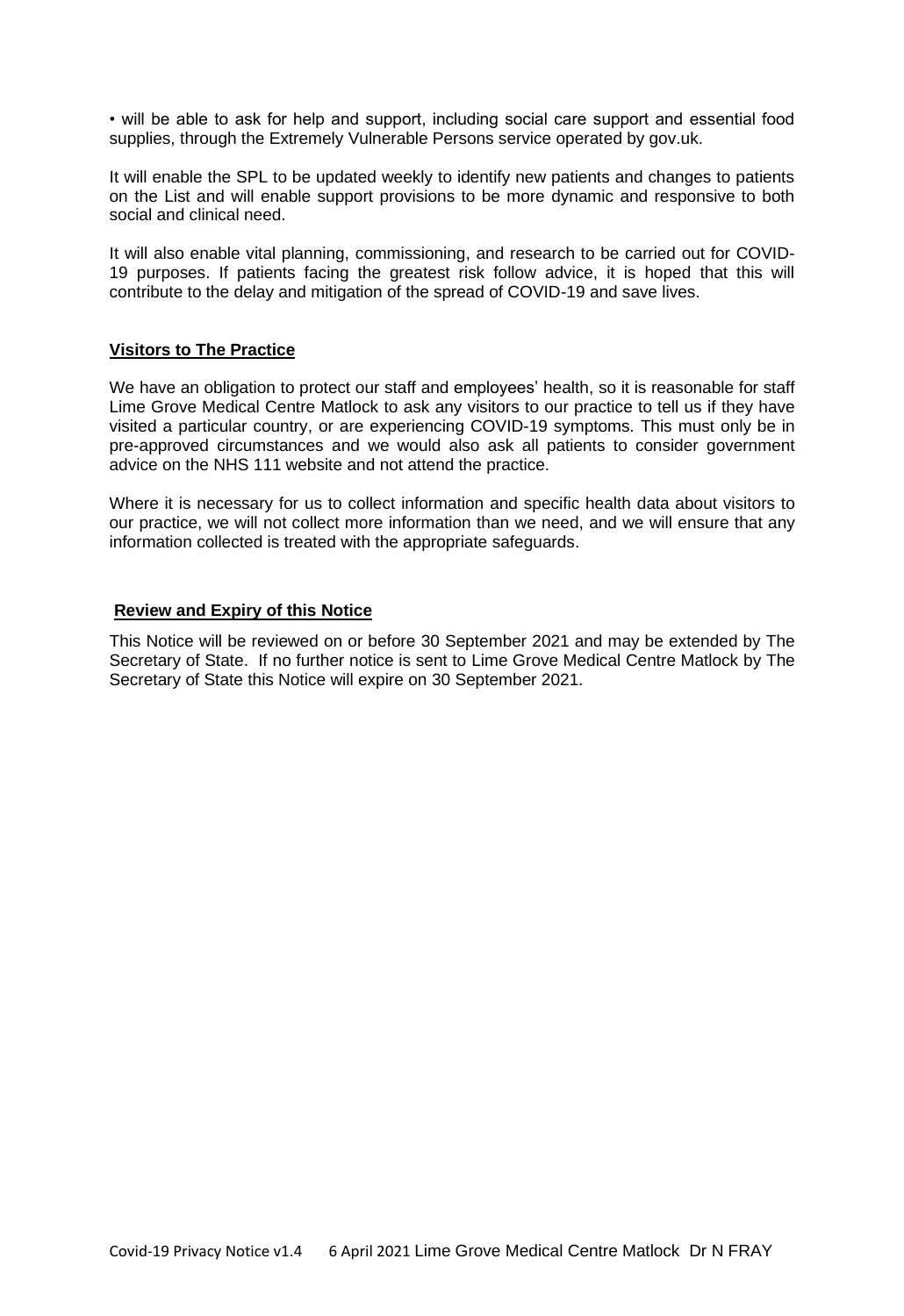• will be able to ask for help and support, including social care support and essential food supplies, through the Extremely Vulnerable Persons service operated by gov.uk.

It will enable the SPL to be updated weekly to identify new patients and changes to patients on the List and will enable support provisions to be more dynamic and responsive to both social and clinical need.

It will also enable vital planning, commissioning, and research to be carried out for COVID-19 purposes. If patients facing the greatest risk follow advice, it is hoped that this will contribute to the delay and mitigation of the spread of COVID-19 and save lives.

## Visitors to The Practice

We have an obligation to protect our staff and employees' health, so it is reasonable for staff Lime Grove Medical Centre Matlock to ask any visitors to our practice to tell us if they have visited a particular country, or are experiencing COVID-19 symptoms. This must only be in pre-approved circumstances and we would also ask all patients to consider government advice on the NHS 111 website and not attend the practice.

Where it is necessary for us to collect information and specific health data about visitors to our practice, we will not collect more information than we need, and we will ensure that any information collected is treated with the appropriate safeguards.

## Review and Expiry of this Notice

This Notice will be reviewed on or before 30 September 2021 and may be extended by The Secretary of State. If no further notice is sent to Lime Grove Medical Centre Matlock by The Secretary of State this Notice will expire on 30 September 2021.